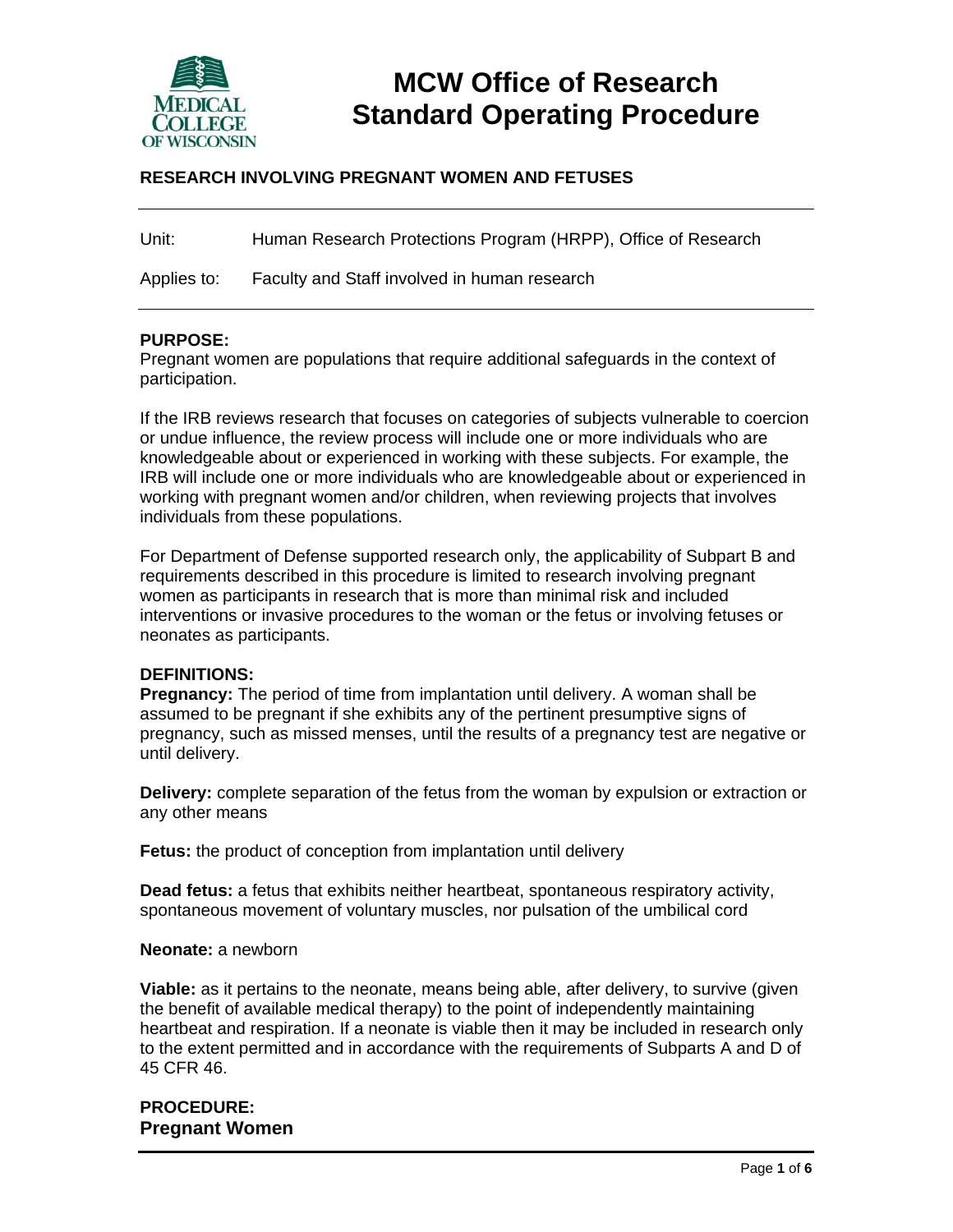# MCW Office of Research Standard Operating Procedure

## RESEARCH INVOLVING PREGNANT WOMEN AND FETUSES

Unit: Human Research Protections Program (HRPP), Office of Research

Applies to: Faculty and Staff involved in human research

**PURPOSE:**

Pregnant women are populations that require additional safeguards in the context of participation.

If the IRB reviews research that focuses on categories of subjects vulnerable to coercion or undue influence, the review process will include one or more individuals who are knowledgeable about or experienced in working with these subjects. For example, the IRB will include one or more individuals who are knowledgeable about or experienced in working with pregnant women and/or children, when reviewing projects that involves individuals from these populations.

For Department of Defense supported research only, the applicability of Subpart B and requirements described in this procedure is limited to research involving pregnant women as participants in research that is more than minimal risk and included interventions or invasive procedures to the woman or the fetus or involving fetuses or neonates as participants.

**DEFINITIONS:**

**Pregnancy:** The period of time from implantation until delivery. A woman shall be assumed to be pregnant if she exhibits any of the pertinent presumptive signs of pregnancy, such as missed menses, until the results of a pregnancy test are negative or until delivery.

**Delivery:** complete separation of the fetus from the woman by expulsion or extraction or any other means

**Fetus:** the product of conception from implantation until delivery

**Dead fetus:** a fetus that exhibits neither heartbeat, spontaneous respiratory activity, spontaneous movement of voluntary muscles, nor pulsation of the umbilical cord

**Neonate:** a newborn

**Viable:** as it pertains to the neonate, means being able, after delivery, to survive (given the benefit of available medical therapy) to the point of independently maintaining heartbeat and respiration. If a neonate is viable then it may be included in research only to the extent permitted and in accordance with the requirements of Subparts A and D of 45 CFR 46.

**PROCEDURE:**

### Pregnant Women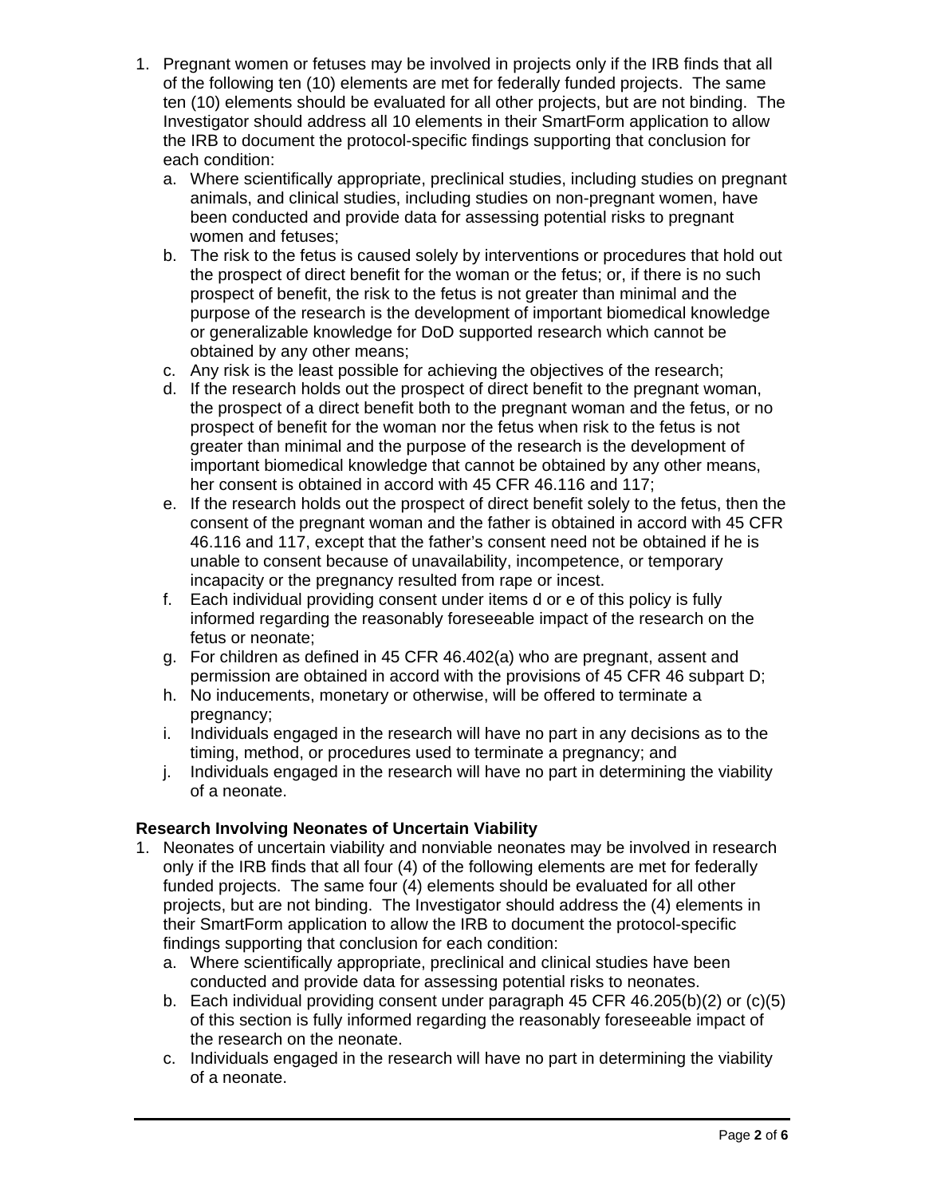1. Pregnant women or fetuses may be involved in projects only if the IRB finds that all of the following ten (10) elements are met for federally funded projects. The same ten (10) elements should be evaluated for all other projects, but are not binding. The Investigator should address all 10 elements in their SmartForm application to allow the IRB to document the protocol-specific findings supporting that conclusion for each condition:
   a. Where scientifically appropriate, preclinical studies, including studies on pregnant animals, and clinical studies, including studies on non-pregnant women, have been conducted and provide data for assessing potential risks to pregnant women and fetuses;
   b. The risk to the fetus is caused solely by interventions or procedures that hold out the prospect of direct benefit for the woman or the fetus; or, if there is no such prospect of benefit, the risk to the fetus is not greater than minimal and the purpose of the research is the development of important biomedical knowledge or generalizable knowledge for DoD supported research which cannot be obtained by any other means;
   c. Any risk is the least possible for achieving the objectives of the research;
   d. If the research holds out the prospect of direct benefit to the pregnant woman, the prospect of a direct benefit both to the pregnant woman and the fetus, or no prospect of benefit for the woman nor the fetus when risk to the fetus is not greater than minimal and the purpose of the research is the development of important biomedical knowledge that cannot be obtained by any other means, her consent is obtained in accord with 45 CFR 46.116 and 117;
   e. If the research holds out the prospect of direct benefit solely to the fetus, then the consent of the pregnant woman and the father is obtained in accord with 45 CFR 46.116 and 117, except that the father's consent need not be obtained if he is unable to consent because of unavailability, incompetence, or temporary incapacity or the pregnancy resulted from rape or incest.
   f. Each individual providing consent under items d or e of this policy is fully informed regarding the reasonably foreseeable impact of the research on the fetus or neonate;
   g. For children as defined in 45 CFR 46.402(a) who are pregnant, assent and permission are obtained in accord with the provisions of 45 CFR 46 subpart D;
   h. No inducements, monetary or otherwise, will be offered to terminate a pregnancy;
   i. Individuals engaged in the research will have no part in any decisions as to the timing, method, or procedures used to terminate a pregnancy; and
   j. Individuals engaged in the research will have no part in determining the viability of a neonate.

**Research Involving Neonates of Uncertain Viability**

1. Neonates of uncertain viability and nonviable neonates may be involved in research only if the IRB finds that all four (4) of the following elements are met for federally funded projects. The same four (4) elements should be evaluated for all other projects, but are not binding. The Investigator should address the (4) elements in their SmartForm application to allow the IRB to document the protocol-specific findings supporting that conclusion for each condition:
   a. Where scientifically appropriate, preclinical and clinical studies have been conducted and provide data for assessing potential risks to neonates.
   b. Each individual providing consent under paragraph 45 CFR 46.205(b)(2) or (c)(5) of this section is fully informed regarding the reasonably foreseeable impact of the research on the neonate.
   c. Individuals engaged in the research will have no part in determining the viability of a neonate.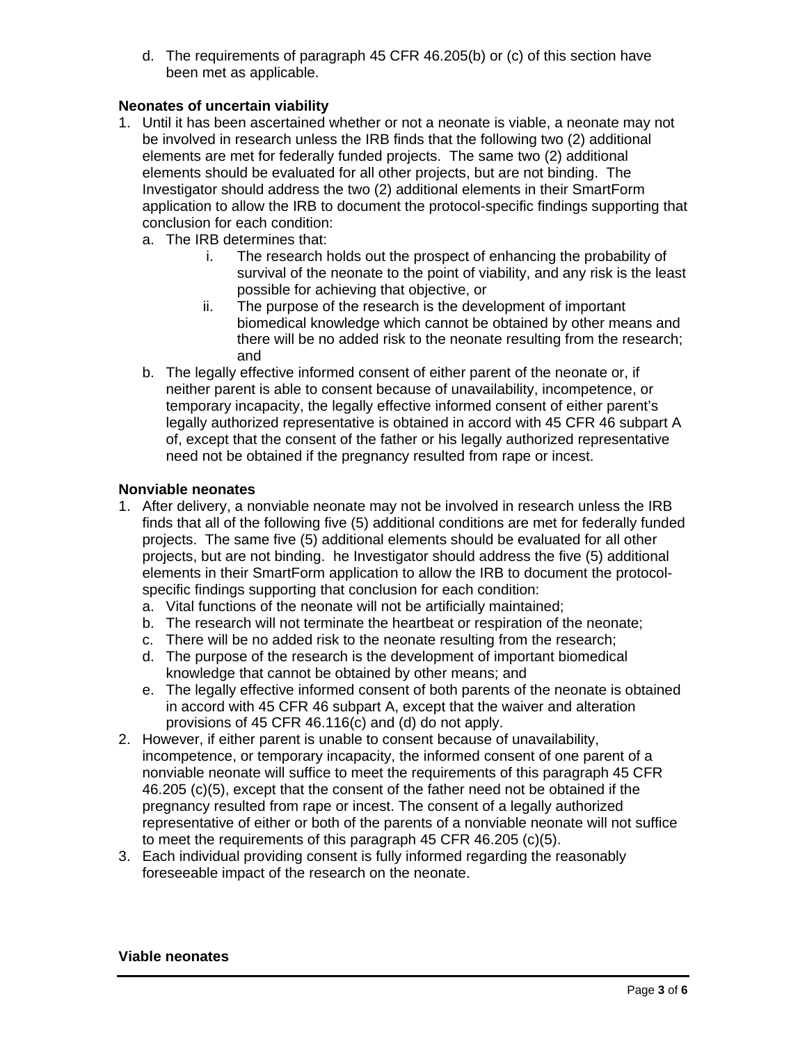d. The requirements of paragraph 45 CFR 46.205(b) or (c) of this section have been met as applicable.

**Neonates of uncertain viability**

1. Until it has been ascertained whether or not a neonate is viable, a neonate may not be involved in research unless the IRB finds that the following two (2) additional elements are met for federally funded projects. The same two (2) additional elements should be evaluated for all other projects, but are not binding. The Investigator should address the two (2) additional elements in their SmartForm application to allow the IRB to document the protocol-specific findings supporting that conclusion for each condition:
   a. The IRB determines that:
      i. The research holds out the prospect of enhancing the probability of survival of the neonate to the point of viability, and any risk is the least possible for achieving that objective, or
      ii. The purpose of the research is the development of important biomedical knowledge which cannot be obtained by other means and there will be no added risk to the neonate resulting from the research; and
   b. The legally effective informed consent of either parent of the neonate or, if neither parent is able to consent because of unavailability, incompetence, or temporary incapacity, the legally effective informed consent of either parent's legally authorized representative is obtained in accord with 45 CFR 46 subpart A of, except that the consent of the father or his legally authorized representative need not be obtained if the pregnancy resulted from rape or incest.

**Nonviable neonates**

1. After delivery, a nonviable neonate may not be involved in research unless the IRB finds that all of the following five (5) additional conditions are met for federally funded projects. The same five (5) additional elements should be evaluated for all other projects, but are not binding. he Investigator should address the five (5) additional elements in their SmartForm application to allow the IRB to document the protocol-specific findings supporting that conclusion for each condition:
   a. Vital functions of the neonate will not be artificially maintained;
   b. The research will not terminate the heartbeat or respiration of the neonate;
   c. There will be no added risk to the neonate resulting from the research;
   d. The purpose of the research is the development of important biomedical knowledge that cannot be obtained by other means; and
   e. The legally effective informed consent of both parents of the neonate is obtained in accord with 45 CFR 46 subpart A, except that the waiver and alteration provisions of 45 CFR 46.116(c) and (d) do not apply.
2. However, if either parent is unable to consent because of unavailability, incompetence, or temporary incapacity, the informed consent of one parent of a nonviable neonate will suffice to meet the requirements of this paragraph 45 CFR 46.205 (c)(5), except that the consent of the father need not be obtained if the pregnancy resulted from rape or incest. The consent of a legally authorized representative of either or both of the parents of a nonviable neonate will not suffice to meet the requirements of this paragraph 45 CFR 46.205 (c)(5).
3. Each individual providing consent is fully informed regarding the reasonably foreseeable impact of the research on the neonate.

**Viable neonates**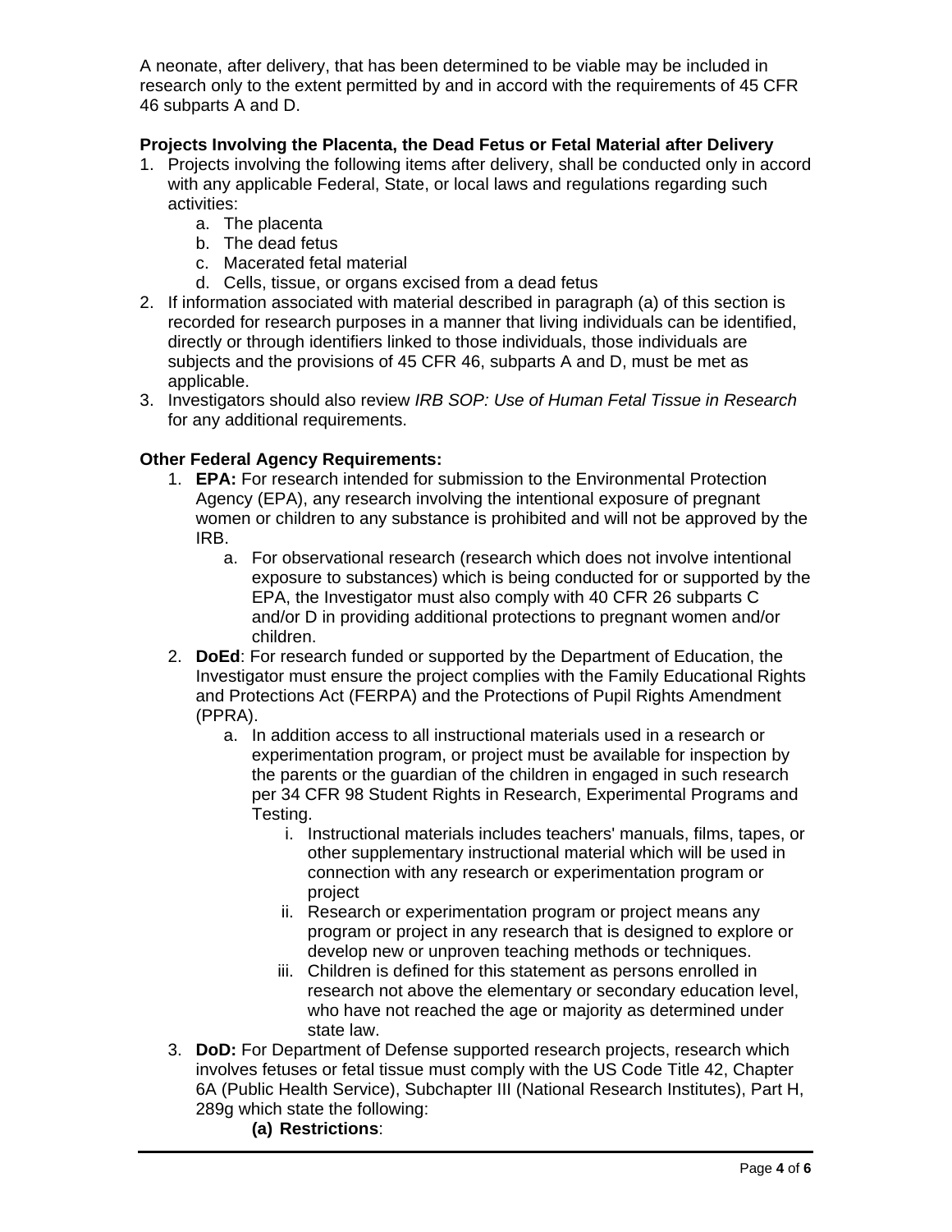A neonate, after delivery, that has been determined to be viable may be included in research only to the extent permitted by and in accord with the requirements of 45 CFR 46 subparts A and D.

**Projects Involving the Placenta, the Dead Fetus or Fetal Material after Delivery**

1. Projects involving the following items after delivery, shall be conducted only in accord with any applicable Federal, State, or local laws and regulations regarding such activities:
    a. The placenta
    b. The dead fetus
    c. Macerated fetal material
    d. Cells, tissue, or organs excised from a dead fetus
2. If information associated with material described in paragraph (a) of this section is recorded for research purposes in a manner that living individuals can be identified, directly or through identifiers linked to those individuals, those individuals are subjects and the provisions of 45 CFR 46, subparts A and D, must be met as applicable.
3. Investigators should also review *IRB SOP: Use of Human Fetal Tissue in Research* for any additional requirements.

**Other Federal Agency Requirements:**

1. **EPA:** For research intended for submission to the Environmental Protection Agency (EPA), any research involving the intentional exposure of pregnant women or children to any substance is prohibited and will not be approved by the IRB.
    a. For observational research (research which does not involve intentional exposure to substances) which is being conducted for or supported by the EPA, the Investigator must also comply with 40 CFR 26 subparts C and/or D in providing additional protections to pregnant women and/or children.
2. **DoEd**: For research funded or supported by the Department of Education, the Investigator must ensure the project complies with the Family Educational Rights and Protections Act (FERPA) and the Protections of Pupil Rights Amendment (PPRA).
    a. In addition access to all instructional materials used in a research or experimentation program, or project must be available for inspection by the parents or the guardian of the children in engaged in such research per 34 CFR 98 Student Rights in Research, Experimental Programs and Testing.
        i. Instructional materials includes teachers' manuals, films, tapes, or other supplementary instructional material which will be used in connection with any research or experimentation program or project
        ii. Research or experimentation program or project means any program or project in any research that is designed to explore or develop new or unproven teaching methods or techniques.
        iii. Children is defined for this statement as persons enrolled in research not above the elementary or secondary education level, who have not reached the age or majority as determined under state law.
3. **DoD:** For Department of Defense supported research projects, research which involves fetuses or fetal tissue must comply with the US Code Title 42, Chapter 6A (Public Health Service), Subchapter III (National Research Institutes), Part H, 289g which state the following:
    **(a) Restrictions**: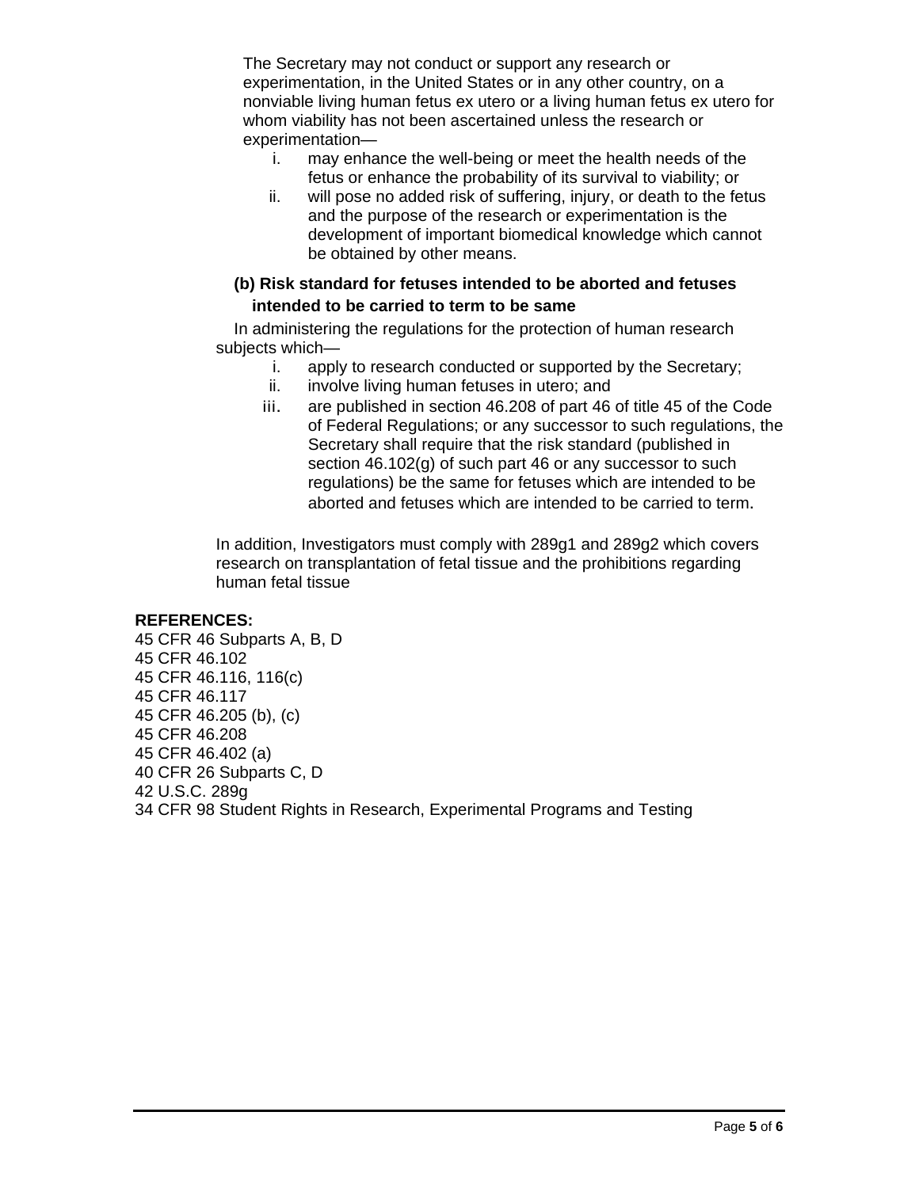The Secretary may not conduct or support any research or experimentation, in the United States or in any other country, on a nonviable living human fetus ex utero or a living human fetus ex utero for whom viability has not been ascertained unless the research or experimentation—

i. may enhance the well-being or meet the health needs of the fetus or enhance the probability of its survival to viability; or
ii. will pose no added risk of suffering, injury, or death to the fetus and the purpose of the research or experimentation is the development of important biomedical knowledge which cannot be obtained by other means.

**(b) Risk standard for fetuses intended to be aborted and fetuses intended to be carried to term to be same**

In administering the regulations for the protection of human research subjects which—

i. apply to research conducted or supported by the Secretary;
ii. involve living human fetuses in utero; and
iii. are published in section 46.208 of part 46 of title 45 of the Code of Federal Regulations; or any successor to such regulations, the Secretary shall require that the risk standard (published in section 46.102(g) of such part 46 or any successor to such regulations) be the same for fetuses which are intended to be aborted and fetuses which are intended to be carried to term.

In addition, Investigators must comply with 289g1 and 289g2 which covers research on transplantation of fetal tissue and the prohibitions regarding human fetal tissue

**REFERENCES:**

45 CFR 46 Subparts A, B, D
45 CFR 46.102
45 CFR 46.116, 116(c)
45 CFR 46.117
45 CFR 46.205 (b), (c)
45 CFR 46.208
45 CFR 46.402 (a)
40 CFR 26 Subparts C, D
42 U.S.C. 289g
34 CFR 98 Student Rights in Research, Experimental Programs and Testing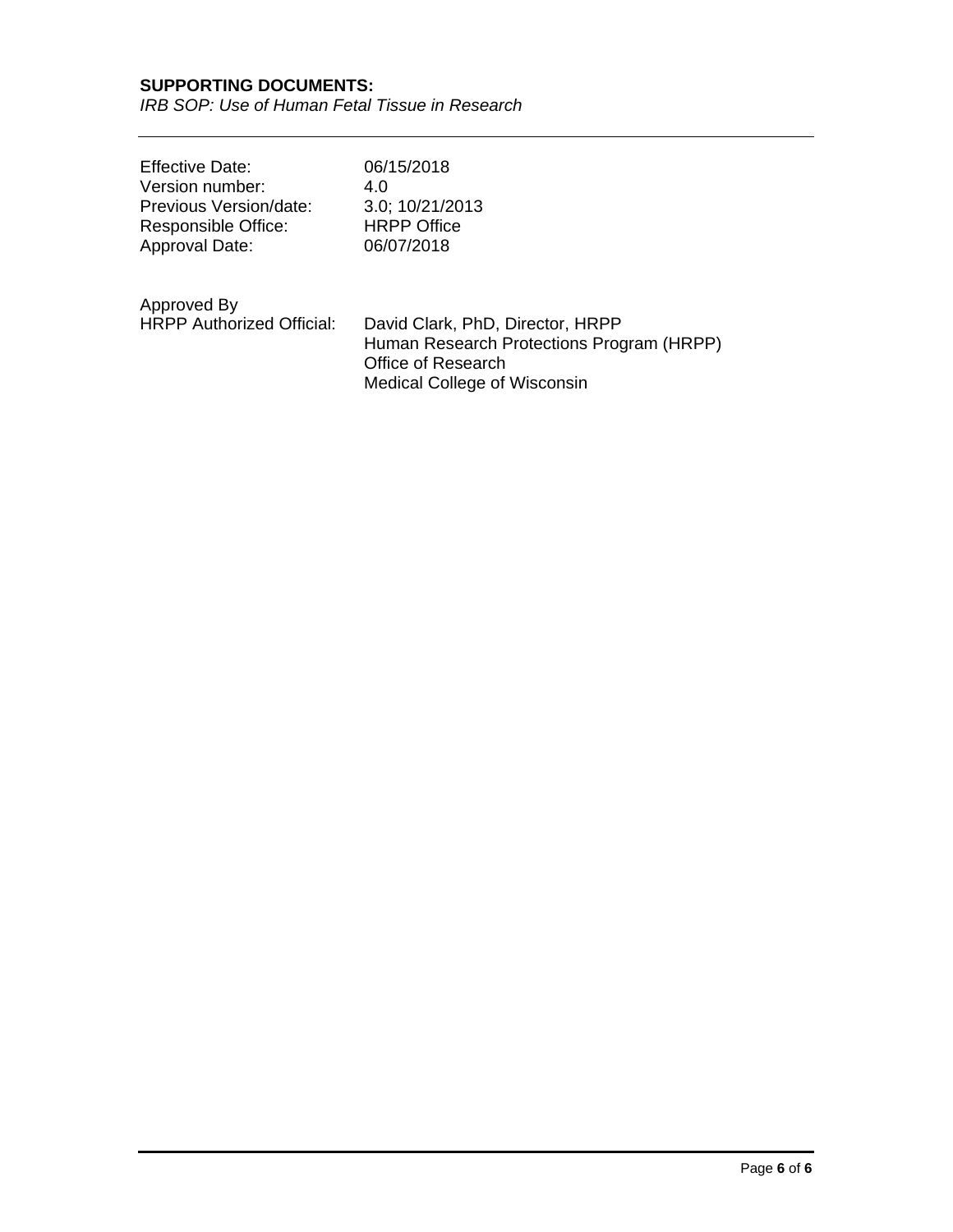**SUPPORTING DOCUMENTS:**

*IRB SOP: Use of Human Fetal Tissue in Research*

---

| | |
|---|---|
| Effective Date: | 06/15/2018 |
| Version number: | 4.0 |
| Previous Version/date: | 3.0; 10/21/2013 |
| Responsible Office: | HRPP Office |
| Approval Date: | 06/07/2018 |

Approved By

HRPP Authorized Official: David Clark, PhD, Director, HRPP
Human Research Protections Program (HRPP)
Office of Research
Medical College of Wisconsin